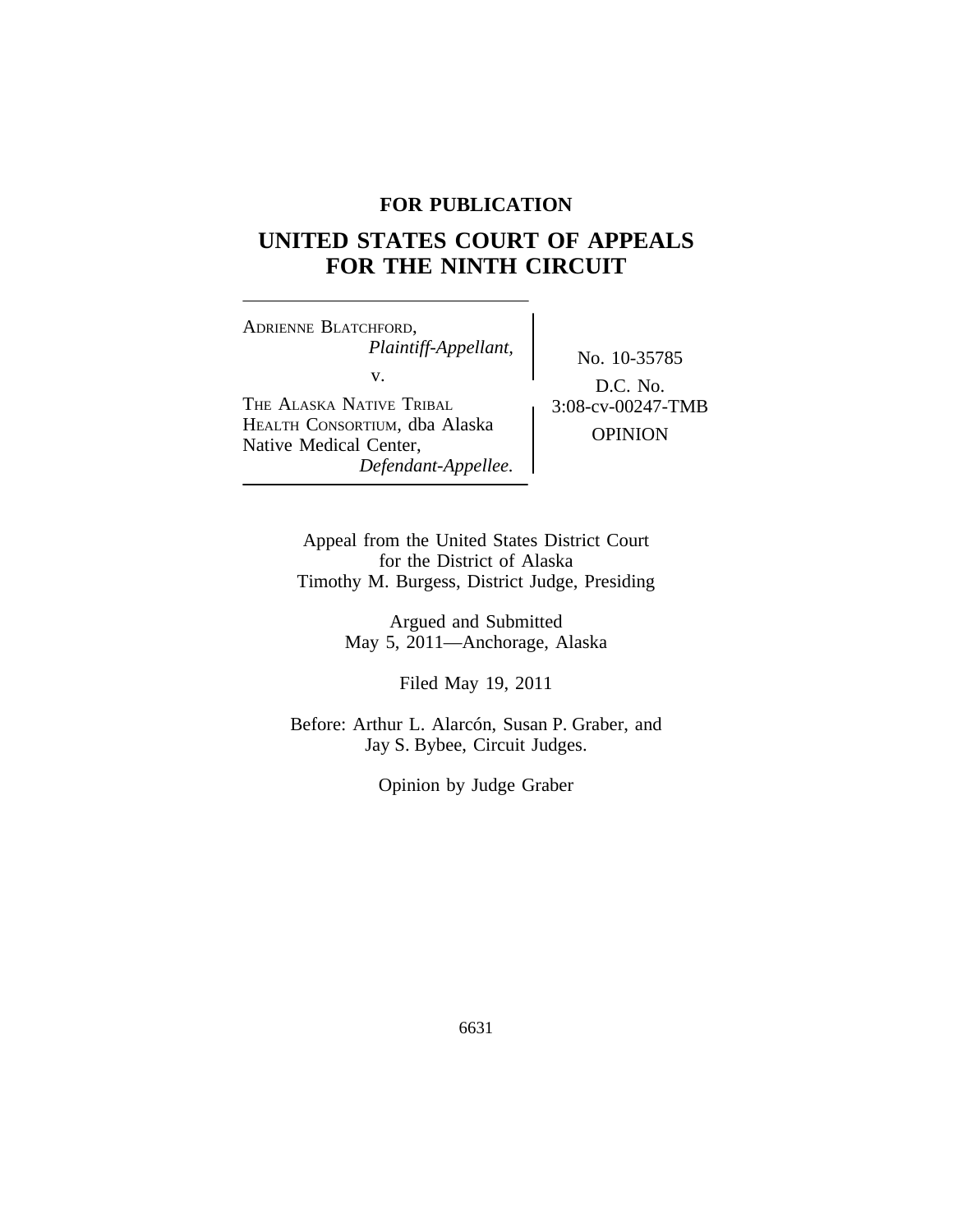**FOR PUBLICATION**

# UNITED STATES COURT OF APPEALS FOR THE NINTH CIRCUIT

ADRIENNE BLATCHFORD,
*Plaintiff-Appellant,*

v.

THE ALASKA NATIVE TRIBAL HEALTH CONSORTIUM, dba Alaska Native Medical Center,
*Defendant-Appellee.*

No. 10-35785

D.C. No. 3:08-cv-00247-TMB

OPINION

Appeal from the United States District Court for the District of Alaska
Timothy M. Burgess, District Judge, Presiding

Argued and Submitted
May 5, 2011—Anchorage, Alaska

Filed May 19, 2011

Before: Arthur L. Alarcón, Susan P. Graber, and Jay S. Bybee, Circuit Judges.

Opinion by Judge Graber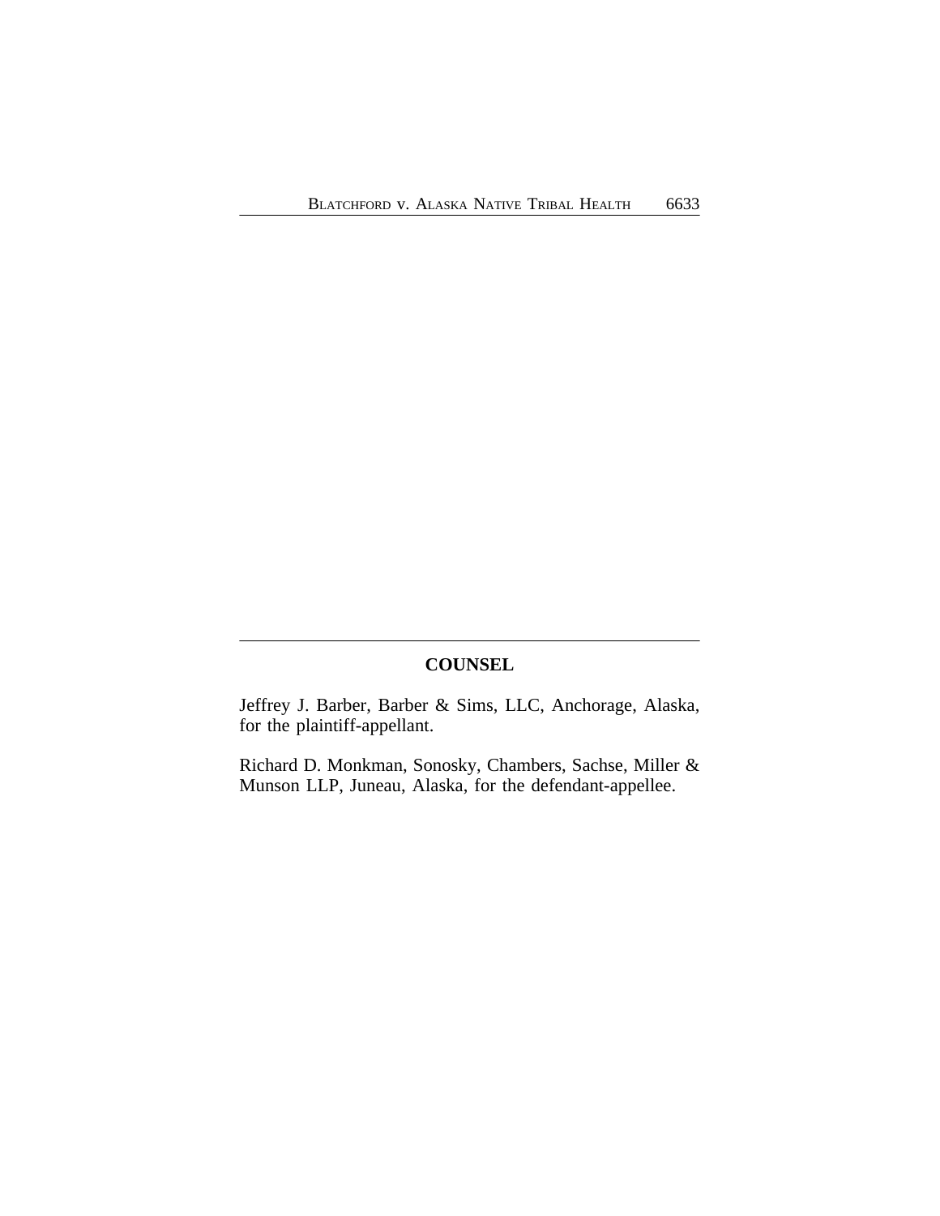## COUNSEL

Jeffrey J. Barber, Barber & Sims, LLC, Anchorage, Alaska, for the plaintiff-appellant.

Richard D. Monkman, Sonosky, Chambers, Sachse, Miller & Munson LLP, Juneau, Alaska, for the defendant-appellee.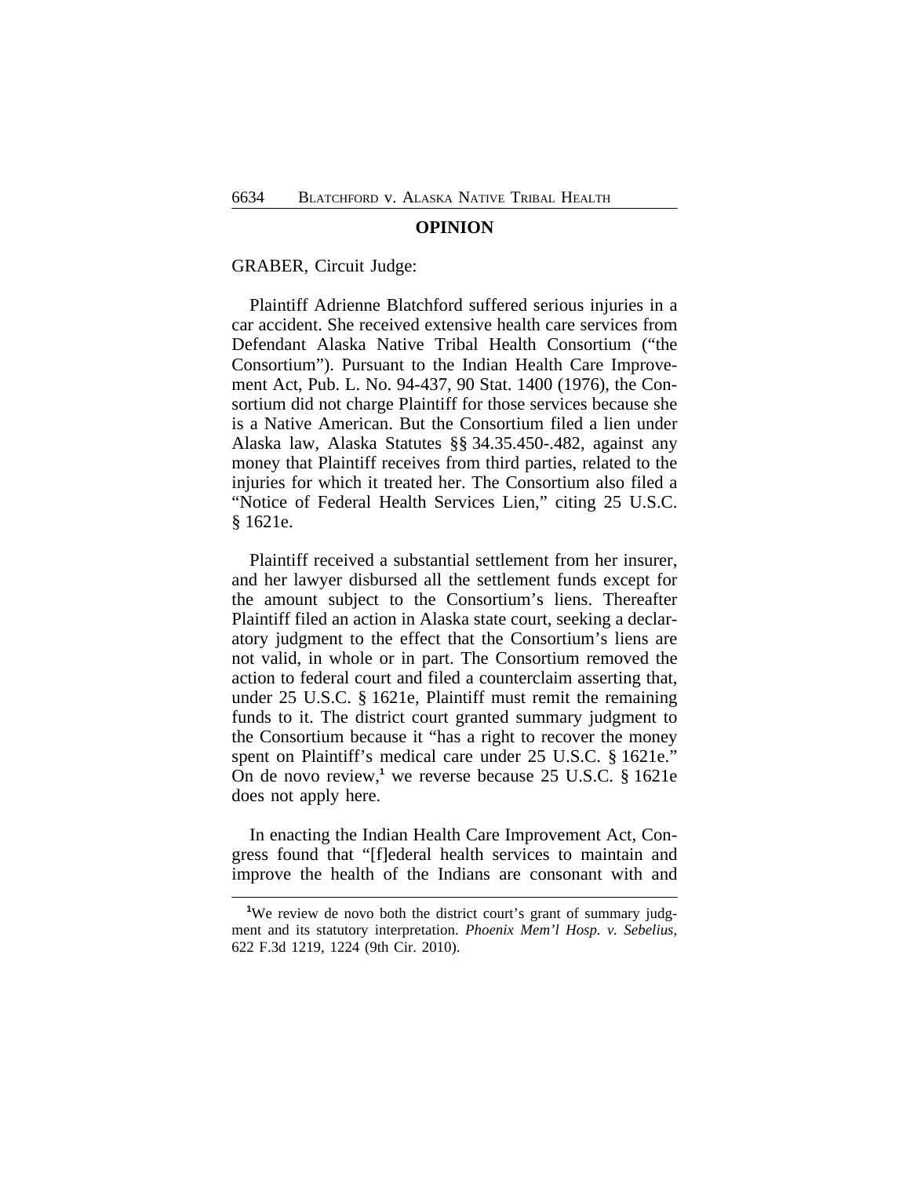## OPINION

GRABER, Circuit Judge:

Plaintiff Adrienne Blatchford suffered serious injuries in a car accident. She received extensive health care services from Defendant Alaska Native Tribal Health Consortium ("the Consortium"). Pursuant to the Indian Health Care Improvement Act, Pub. L. No. 94-437, 90 Stat. 1400 (1976), the Consortium did not charge Plaintiff for those services because she is a Native American. But the Consortium filed a lien under Alaska law, Alaska Statutes §§ 34.35.450-.482, against any money that Plaintiff receives from third parties, related to the injuries for which it treated her. The Consortium also filed a "Notice of Federal Health Services Lien," citing 25 U.S.C. § 1621e.

Plaintiff received a substantial settlement from her insurer, and her lawyer disbursed all the settlement funds except for the amount subject to the Consortium's liens. Thereafter Plaintiff filed an action in Alaska state court, seeking a declaratory judgment to the effect that the Consortium's liens are not valid, in whole or in part. The Consortium removed the action to federal court and filed a counterclaim asserting that, under 25 U.S.C. § 1621e, Plaintiff must remit the remaining funds to it. The district court granted summary judgment to the Consortium because it "has a right to recover the money spent on Plaintiff's medical care under 25 U.S.C. § 1621e." On de novo review,[1] we reverse because 25 U.S.C. § 1621e does not apply here.

In enacting the Indian Health Care Improvement Act, Congress found that "[f]ederal health services to maintain and improve the health of the Indians are consonant with and

[1] We review de novo both the district court's grant of summary judgment and its statutory interpretation. *Phoenix Mem'l Hosp. v. Sebelius*, 622 F.3d 1219, 1224 (9th Cir. 2010).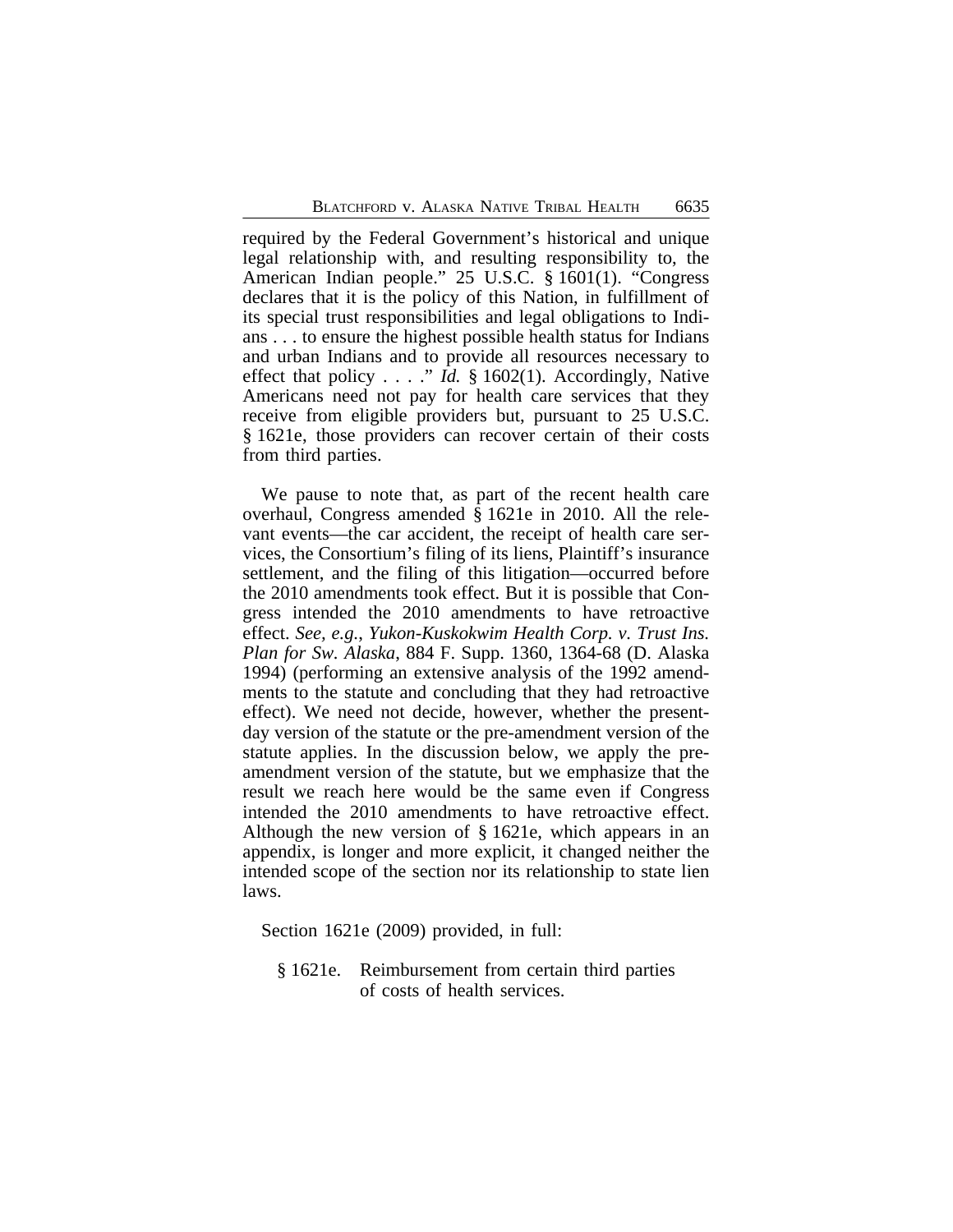required by the Federal Government's historical and unique legal relationship with, and resulting responsibility to, the American Indian people." 25 U.S.C. § 1601(1). "Congress declares that it is the policy of this Nation, in fulfillment of its special trust responsibilities and legal obligations to Indians . . . to ensure the highest possible health status for Indians and urban Indians and to provide all resources necessary to effect that policy . . . ." *Id.* § 1602(1). Accordingly, Native Americans need not pay for health care services that they receive from eligible providers but, pursuant to 25 U.S.C. § 1621e, those providers can recover certain of their costs from third parties.

We pause to note that, as part of the recent health care overhaul, Congress amended § 1621e in 2010. All the relevant events—the car accident, the receipt of health care services, the Consortium's filing of its liens, Plaintiff's insurance settlement, and the filing of this litigation—occurred before the 2010 amendments took effect. But it is possible that Congress intended the 2010 amendments to have retroactive effect. *See, e.g.*, *Yukon-Kuskokwim Health Corp. v. Trust Ins. Plan for Sw. Alaska*, 884 F. Supp. 1360, 1364-68 (D. Alaska 1994) (performing an extensive analysis of the 1992 amendments to the statute and concluding that they had retroactive effect). We need not decide, however, whether the present-day version of the statute or the pre-amendment version of the statute applies. In the discussion below, we apply the pre-amendment version of the statute, but we emphasize that the result we reach here would be the same even if Congress intended the 2010 amendments to have retroactive effect. Although the new version of § 1621e, which appears in an appendix, is longer and more explicit, it changed neither the intended scope of the section nor its relationship to state lien laws.

Section 1621e (2009) provided, in full:

> § 1621e. Reimbursement from certain third parties of costs of health services.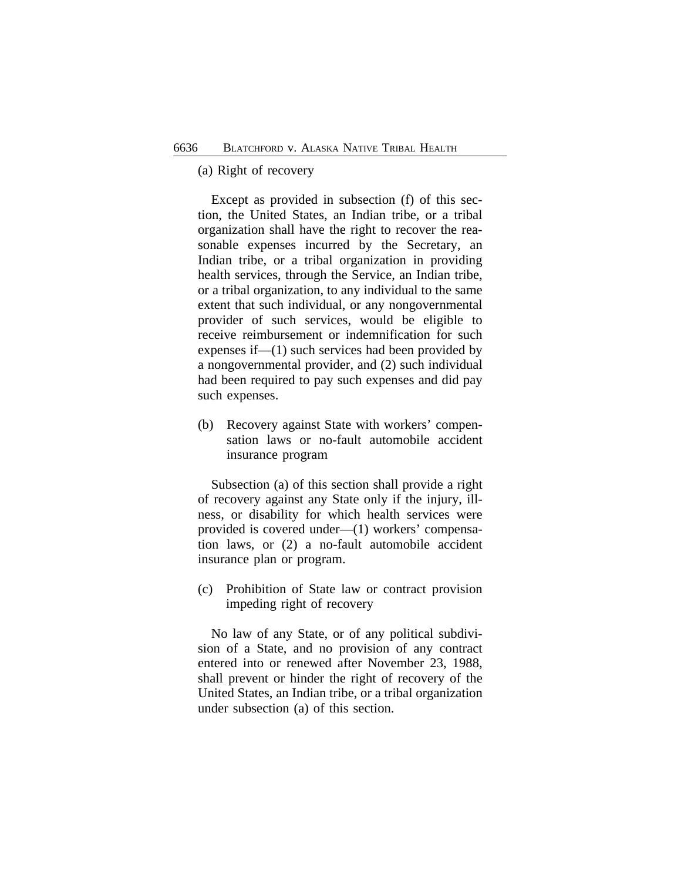(a) Right of recovery

Except as provided in subsection (f) of this section, the United States, an Indian tribe, or a tribal organization shall have the right to recover the reasonable expenses incurred by the Secretary, an Indian tribe, or a tribal organization in providing health services, through the Service, an Indian tribe, or a tribal organization, to any individual to the same extent that such individual, or any nongovernmental provider of such services, would be eligible to receive reimbursement or indemnification for such expenses if—(1) such services had been provided by a nongovernmental provider, and (2) such individual had been required to pay such expenses and did pay such expenses.

(b) Recovery against State with workers' compensation laws or no-fault automobile accident insurance program

Subsection (a) of this section shall provide a right of recovery against any State only if the injury, illness, or disability for which health services were provided is covered under—(1) workers' compensation laws, or (2) a no-fault automobile accident insurance plan or program.

(c) Prohibition of State law or contract provision impeding right of recovery

No law of any State, or of any political subdivision of a State, and no provision of any contract entered into or renewed after November 23, 1988, shall prevent or hinder the right of recovery of the United States, an Indian tribe, or a tribal organization under subsection (a) of this section.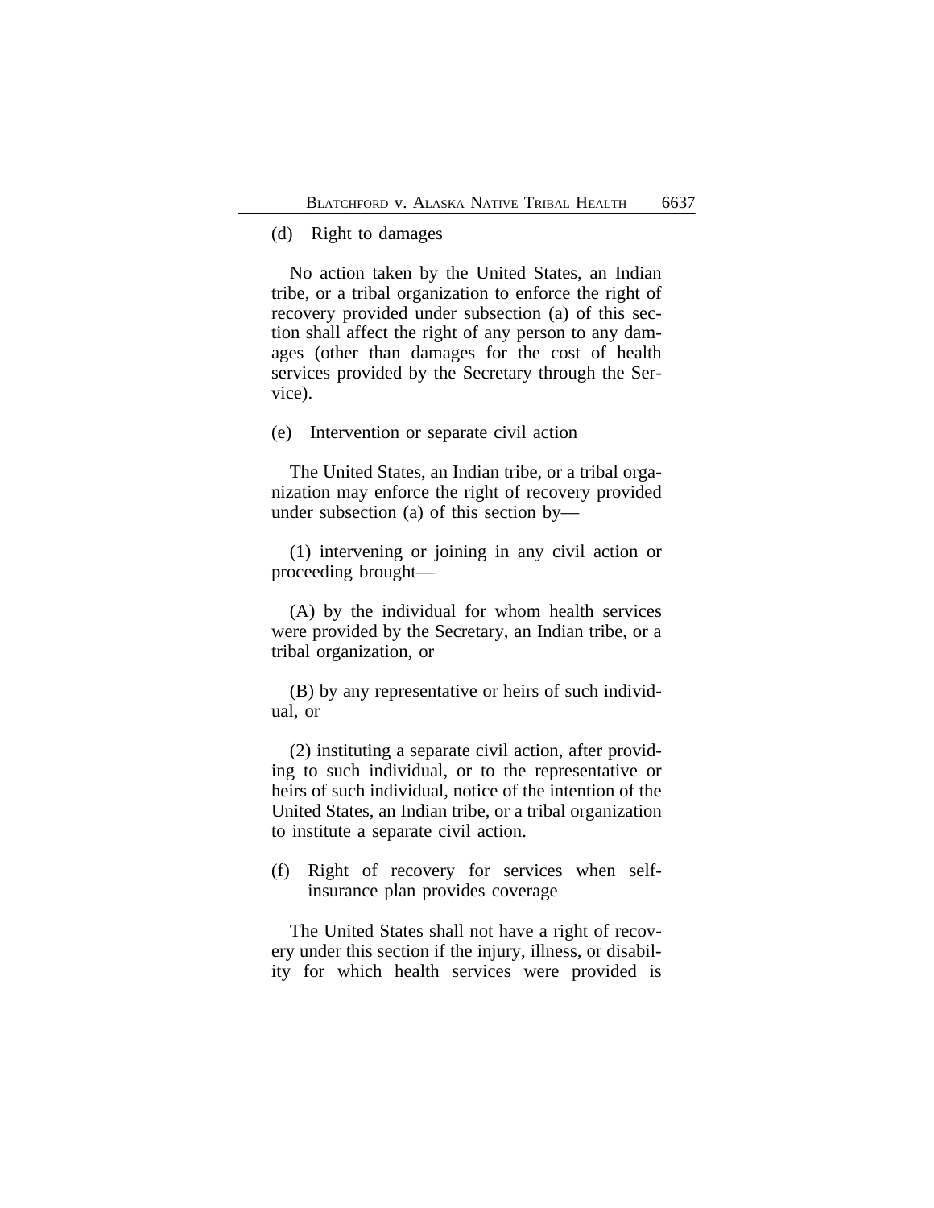(d) Right to damages

No action taken by the United States, an Indian tribe, or a tribal organization to enforce the right of recovery provided under subsection (a) of this section shall affect the right of any person to any damages (other than damages for the cost of health services provided by the Secretary through the Service).

(e) Intervention or separate civil action

The United States, an Indian tribe, or a tribal organization may enforce the right of recovery provided under subsection (a) of this section by—

(1) intervening or joining in any civil action or proceeding brought—

(A) by the individual for whom health services were provided by the Secretary, an Indian tribe, or a tribal organization, or

(B) by any representative or heirs of such individual, or

(2) instituting a separate civil action, after providing to such individual, or to the representative or heirs of such individual, notice of the intention of the United States, an Indian tribe, or a tribal organization to institute a separate civil action.

(f) Right of recovery for services when self-insurance plan provides coverage

The United States shall not have a right of recovery under this section if the injury, illness, or disability for which health services were provided is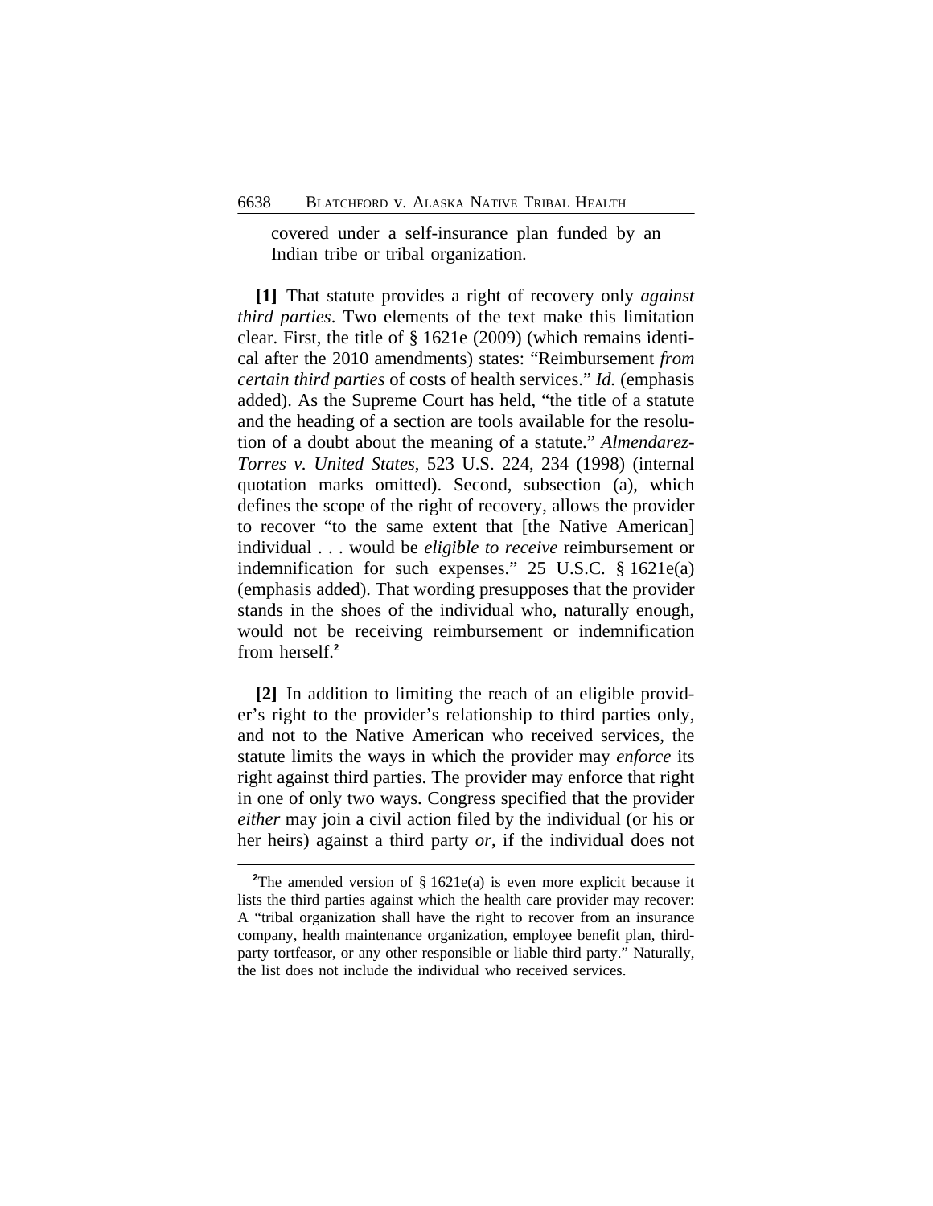covered under a self-insurance plan funded by an Indian tribe or tribal organization.

**[1]** That statute provides a right of recovery only *against third parties*. Two elements of the text make this limitation clear. First, the title of § 1621e (2009) (which remains identical after the 2010 amendments) states: "Reimbursement *from certain third parties* of costs of health services." *Id.* (emphasis added). As the Supreme Court has held, "the title of a statute and the heading of a section are tools available for the resolution of a doubt about the meaning of a statute." *Almendarez-Torres v. United States*, 523 U.S. 224, 234 (1998) (internal quotation marks omitted). Second, subsection (a), which defines the scope of the right of recovery, allows the provider to recover "to the same extent that [the Native American] individual . . . would be *eligible to receive* reimbursement or indemnification for such expenses." 25 U.S.C. § 1621e(a) (emphasis added). That wording presupposes that the provider stands in the shoes of the individual who, naturally enough, would not be receiving reimbursement or indemnification from herself.[2]

**[2]** In addition to limiting the reach of an eligible provider's right to the provider's relationship to third parties only, and not to the Native American who received services, the statute limits the ways in which the provider may *enforce* its right against third parties. The provider may enforce that right in one of only two ways. Congress specified that the provider *either* may join a civil action filed by the individual (or his or her heirs) against a third party *or*, if the individual does not

[2]The amended version of § 1621e(a) is even more explicit because it lists the third parties against which the health care provider may recover: A "tribal organization shall have the right to recover from an insurance company, health maintenance organization, employee benefit plan, third-party tortfeasor, or any other responsible or liable third party." Naturally, the list does not include the individual who received services.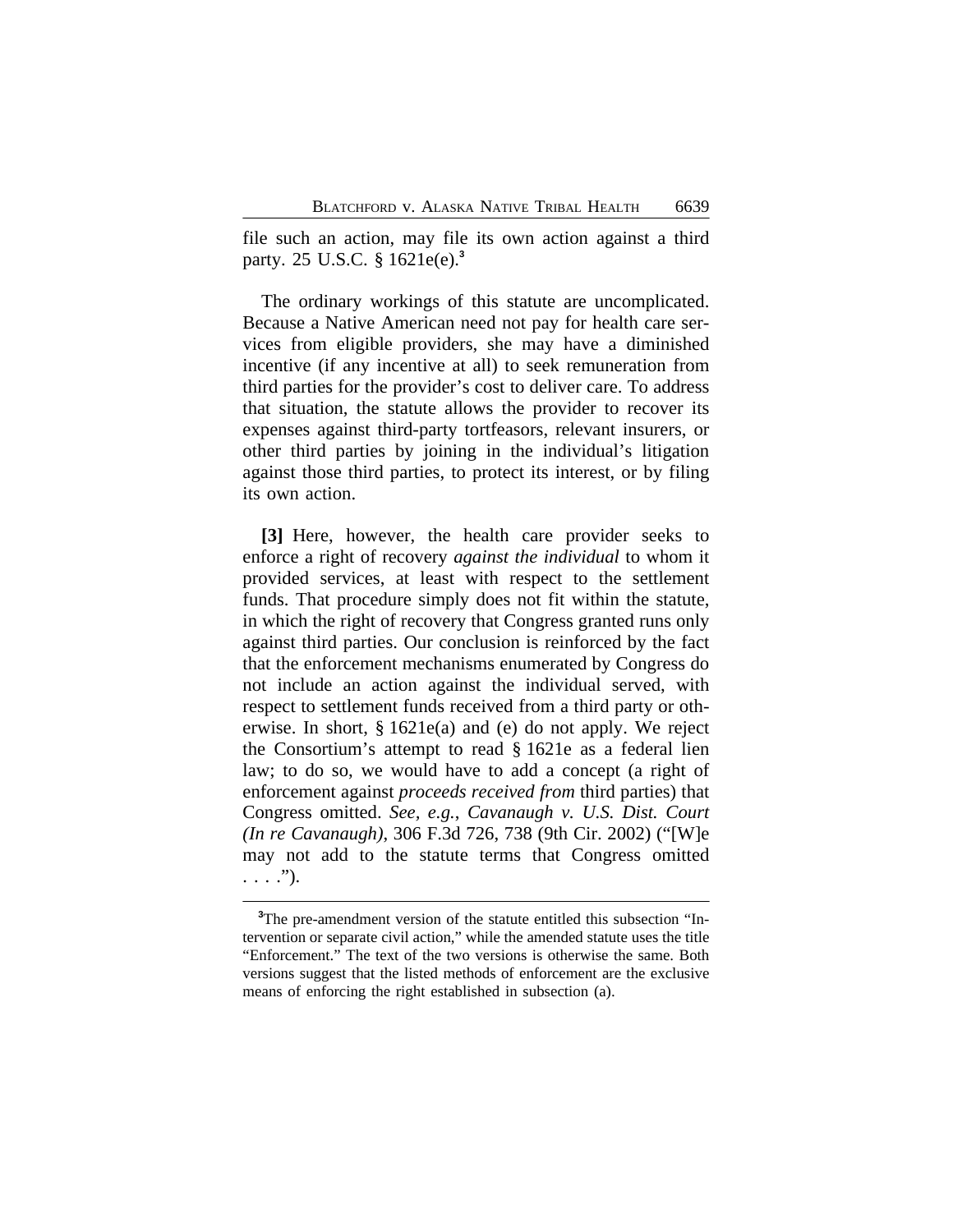file such an action, may file its own action against a third party. 25 U.S.C. § 1621e(e).[3]

The ordinary workings of this statute are uncomplicated. Because a Native American need not pay for health care services from eligible providers, she may have a diminished incentive (if any incentive at all) to seek remuneration from third parties for the provider's cost to deliver care. To address that situation, the statute allows the provider to recover its expenses against third-party tortfeasors, relevant insurers, or other third parties by joining in the individual's litigation against those third parties, to protect its interest, or by filing its own action.

**[3]** Here, however, the health care provider seeks to enforce a right of recovery *against the individual* to whom it provided services, at least with respect to the settlement funds. That procedure simply does not fit within the statute, in which the right of recovery that Congress granted runs only against third parties. Our conclusion is reinforced by the fact that the enforcement mechanisms enumerated by Congress do not include an action against the individual served, with respect to settlement funds received from a third party or otherwise. In short, § 1621e(a) and (e) do not apply. We reject the Consortium's attempt to read § 1621e as a federal lien law; to do so, we would have to add a concept (a right of enforcement against *proceeds received from* third parties) that Congress omitted. *See, e.g.*, *Cavanaugh v. U.S. Dist. Court (In re Cavanaugh)*, 306 F.3d 726, 738 (9th Cir. 2002) ("[W]e may not add to the statute terms that Congress omitted . . . .").

---

[3]The pre-amendment version of the statute entitled this subsection "Intervention or separate civil action," while the amended statute uses the title "Enforcement." The text of the two versions is otherwise the same. Both versions suggest that the listed methods of enforcement are the exclusive means of enforcing the right established in subsection (a).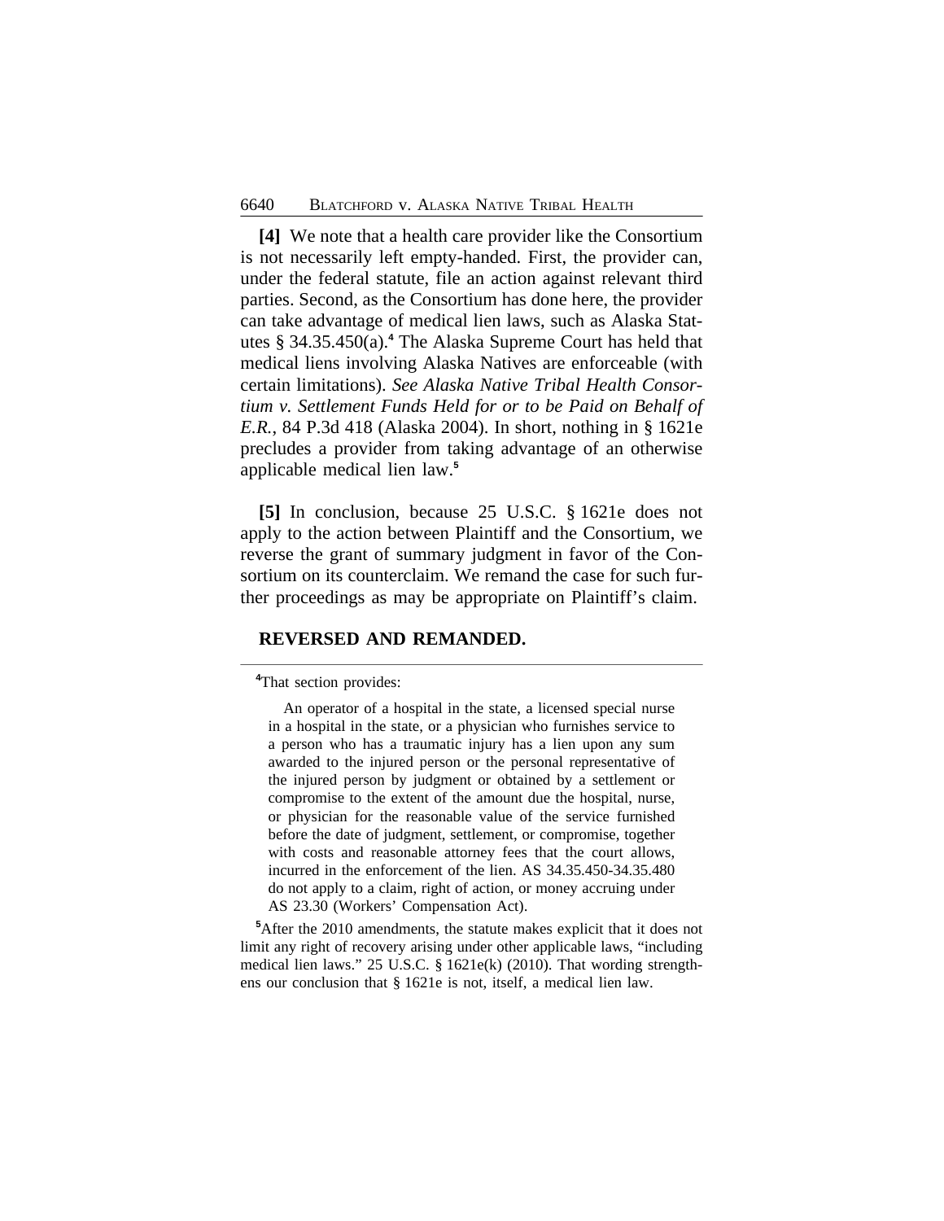**[4]** We note that a health care provider like the Consortium is not necessarily left empty-handed. First, the provider can, under the federal statute, file an action against relevant third parties. Second, as the Consortium has done here, the provider can take advantage of medical lien laws, such as Alaska Statutes § 34.35.450(a).[4] The Alaska Supreme Court has held that medical liens involving Alaska Natives are enforceable (with certain limitations). *See Alaska Native Tribal Health Consortium v. Settlement Funds Held for or to be Paid on Behalf of E.R.*, 84 P.3d 418 (Alaska 2004). In short, nothing in § 1621e precludes a provider from taking advantage of an otherwise applicable medical lien law.[5]

**[5]** In conclusion, because 25 U.S.C. § 1621e does not apply to the action between Plaintiff and the Consortium, we reverse the grant of summary judgment in favor of the Consortium on its counterclaim. We remand the case for such further proceedings as may be appropriate on Plaintiff's claim.

**REVERSED AND REMANDED.**

---

[4]That section provides:

> An operator of a hospital in the state, a licensed special nurse in a hospital in the state, or a physician who furnishes service to a person who has a traumatic injury has a lien upon any sum awarded to the injured person or the personal representative of the injured person by judgment or obtained by a settlement or compromise to the extent of the amount due the hospital, nurse, or physician for the reasonable value of the service furnished before the date of judgment, settlement, or compromise, together with costs and reasonable attorney fees that the court allows, incurred in the enforcement of the lien. AS 34.35.450-34.35.480 do not apply to a claim, right of action, or money accruing under AS 23.30 (Workers' Compensation Act).

[5]After the 2010 amendments, the statute makes explicit that it does not limit any right of recovery arising under other applicable laws, "including medical lien laws." 25 U.S.C. § 1621e(k) (2010). That wording strengthens our conclusion that § 1621e is not, itself, a medical lien law.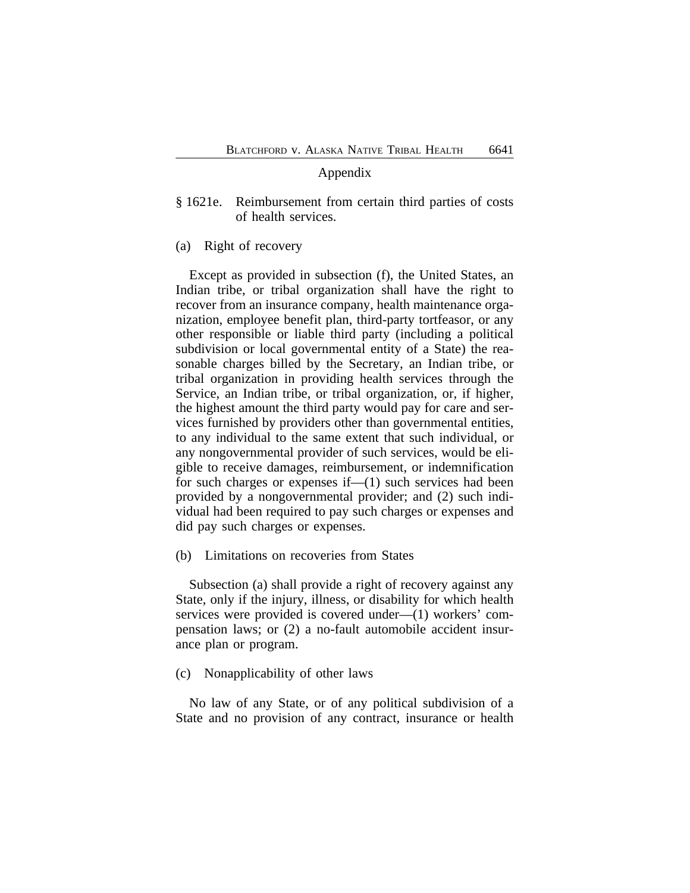Appendix

§ 1621e. Reimbursement from certain third parties of costs of health services.

(a) Right of recovery

Except as provided in subsection (f), the United States, an Indian tribe, or tribal organization shall have the right to recover from an insurance company, health maintenance organization, employee benefit plan, third-party tortfeasor, or any other responsible or liable third party (including a political subdivision or local governmental entity of a State) the reasonable charges billed by the Secretary, an Indian tribe, or tribal organization in providing health services through the Service, an Indian tribe, or tribal organization, or, if higher, the highest amount the third party would pay for care and services furnished by providers other than governmental entities, to any individual to the same extent that such individual, or any nongovernmental provider of such services, would be eligible to receive damages, reimbursement, or indemnification for such charges or expenses if—(1) such services had been provided by a nongovernmental provider; and (2) such individual had been required to pay such charges or expenses and did pay such charges or expenses.

(b) Limitations on recoveries from States

Subsection (a) shall provide a right of recovery against any State, only if the injury, illness, or disability for which health services were provided is covered under—(1) workers' compensation laws; or (2) a no-fault automobile accident insurance plan or program.

(c) Nonapplicability of other laws

No law of any State, or of any political subdivision of a State and no provision of any contract, insurance or health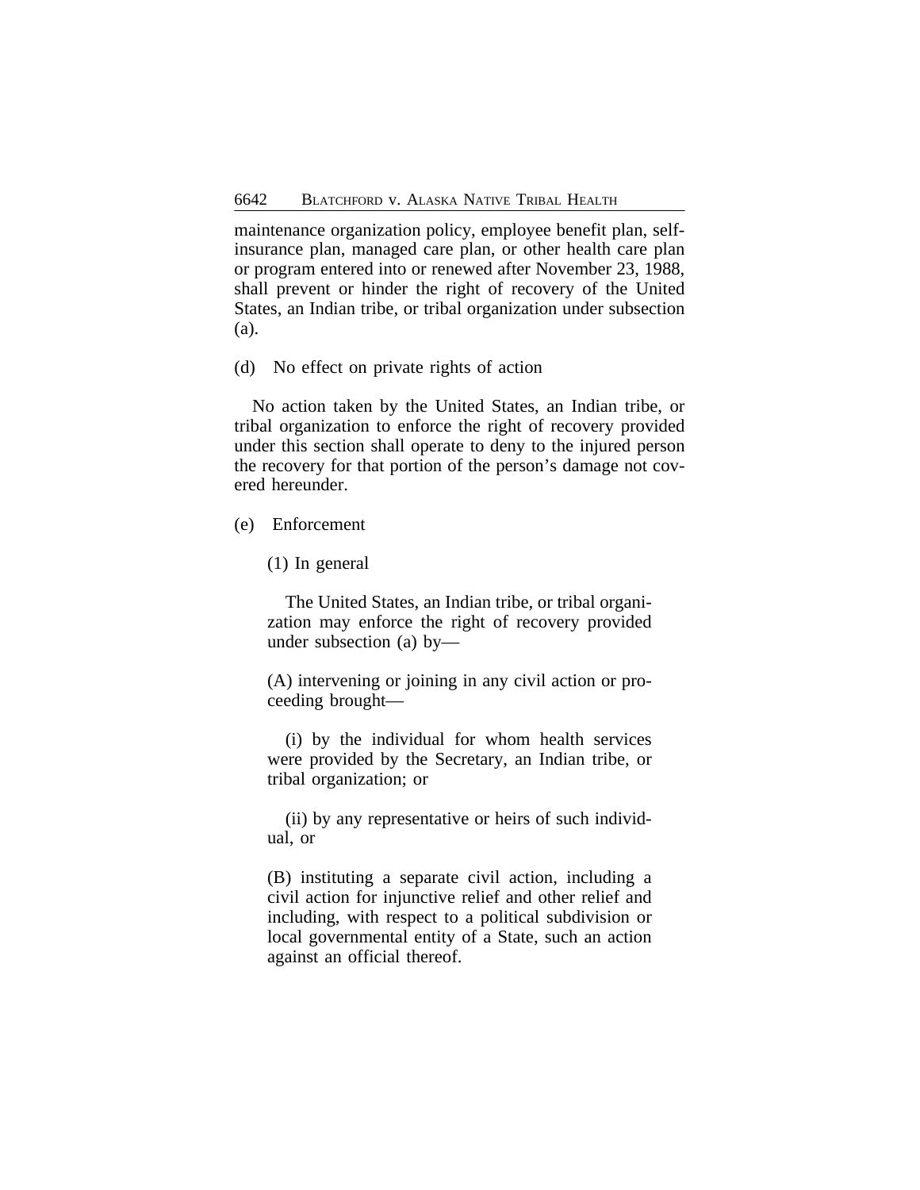maintenance organization policy, employee benefit plan, self-insurance plan, managed care plan, or other health care plan or program entered into or renewed after November 23, 1988, shall prevent or hinder the right of recovery of the United States, an Indian tribe, or tribal organization under subsection (a).

(d) No effect on private rights of action

No action taken by the United States, an Indian tribe, or tribal organization to enforce the right of recovery provided under this section shall operate to deny to the injured person the recovery for that portion of the person's damage not covered hereunder.

(e) Enforcement

(1) In general

The United States, an Indian tribe, or tribal organization may enforce the right of recovery provided under subsection (a) by—

(A) intervening or joining in any civil action or proceeding brought—

(i) by the individual for whom health services were provided by the Secretary, an Indian tribe, or tribal organization; or

(ii) by any representative or heirs of such individual, or

(B) instituting a separate civil action, including a civil action for injunctive relief and other relief and including, with respect to a political subdivision or local governmental entity of a State, such an action against an official thereof.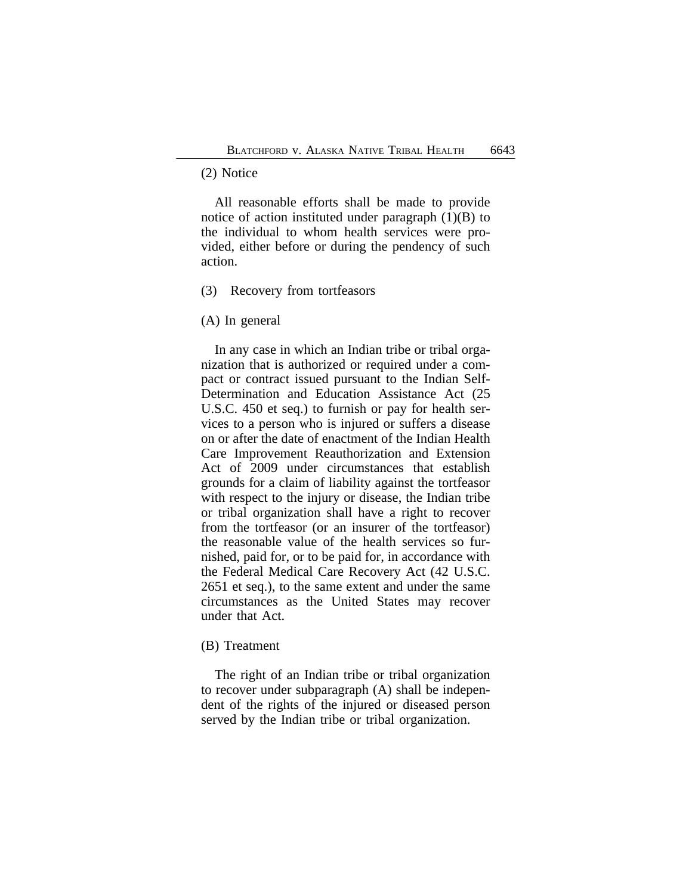(2) Notice

All reasonable efforts shall be made to provide notice of action instituted under paragraph (1)(B) to the individual to whom health services were provided, either before or during the pendency of such action.

(3) Recovery from tortfeasors

(A) In general

In any case in which an Indian tribe or tribal organization that is authorized or required under a compact or contract issued pursuant to the Indian Self-Determination and Education Assistance Act (25 U.S.C. 450 et seq.) to furnish or pay for health services to a person who is injured or suffers a disease on or after the date of enactment of the Indian Health Care Improvement Reauthorization and Extension Act of 2009 under circumstances that establish grounds for a claim of liability against the tortfeasor with respect to the injury or disease, the Indian tribe or tribal organization shall have a right to recover from the tortfeasor (or an insurer of the tortfeasor) the reasonable value of the health services so furnished, paid for, or to be paid for, in accordance with the Federal Medical Care Recovery Act (42 U.S.C. 2651 et seq.), to the same extent and under the same circumstances as the United States may recover under that Act.

(B) Treatment

The right of an Indian tribe or tribal organization to recover under subparagraph (A) shall be independent of the rights of the injured or diseased person served by the Indian tribe or tribal organization.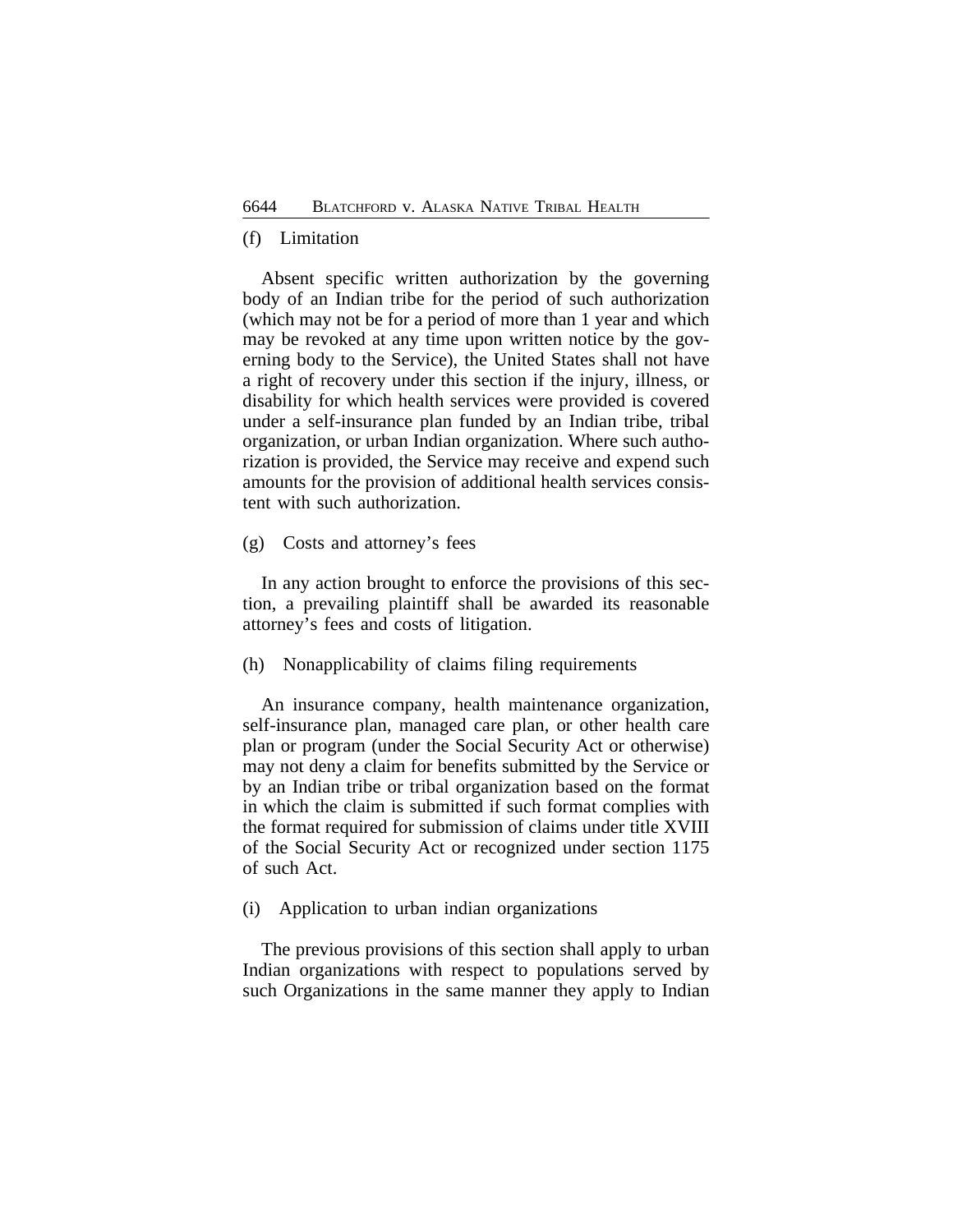(f) Limitation

Absent specific written authorization by the governing body of an Indian tribe for the period of such authorization (which may not be for a period of more than 1 year and which may be revoked at any time upon written notice by the governing body to the Service), the United States shall not have a right of recovery under this section if the injury, illness, or disability for which health services were provided is covered under a self-insurance plan funded by an Indian tribe, tribal organization, or urban Indian organization. Where such authorization is provided, the Service may receive and expend such amounts for the provision of additional health services consistent with such authorization.

(g) Costs and attorney's fees

In any action brought to enforce the provisions of this section, a prevailing plaintiff shall be awarded its reasonable attorney's fees and costs of litigation.

(h) Nonapplicability of claims filing requirements

An insurance company, health maintenance organization, self-insurance plan, managed care plan, or other health care plan or program (under the Social Security Act or otherwise) may not deny a claim for benefits submitted by the Service or by an Indian tribe or tribal organization based on the format in which the claim is submitted if such format complies with the format required for submission of claims under title XVIII of the Social Security Act or recognized under section 1175 of such Act.

(i) Application to urban indian organizations

The previous provisions of this section shall apply to urban Indian organizations with respect to populations served by such Organizations in the same manner they apply to Indian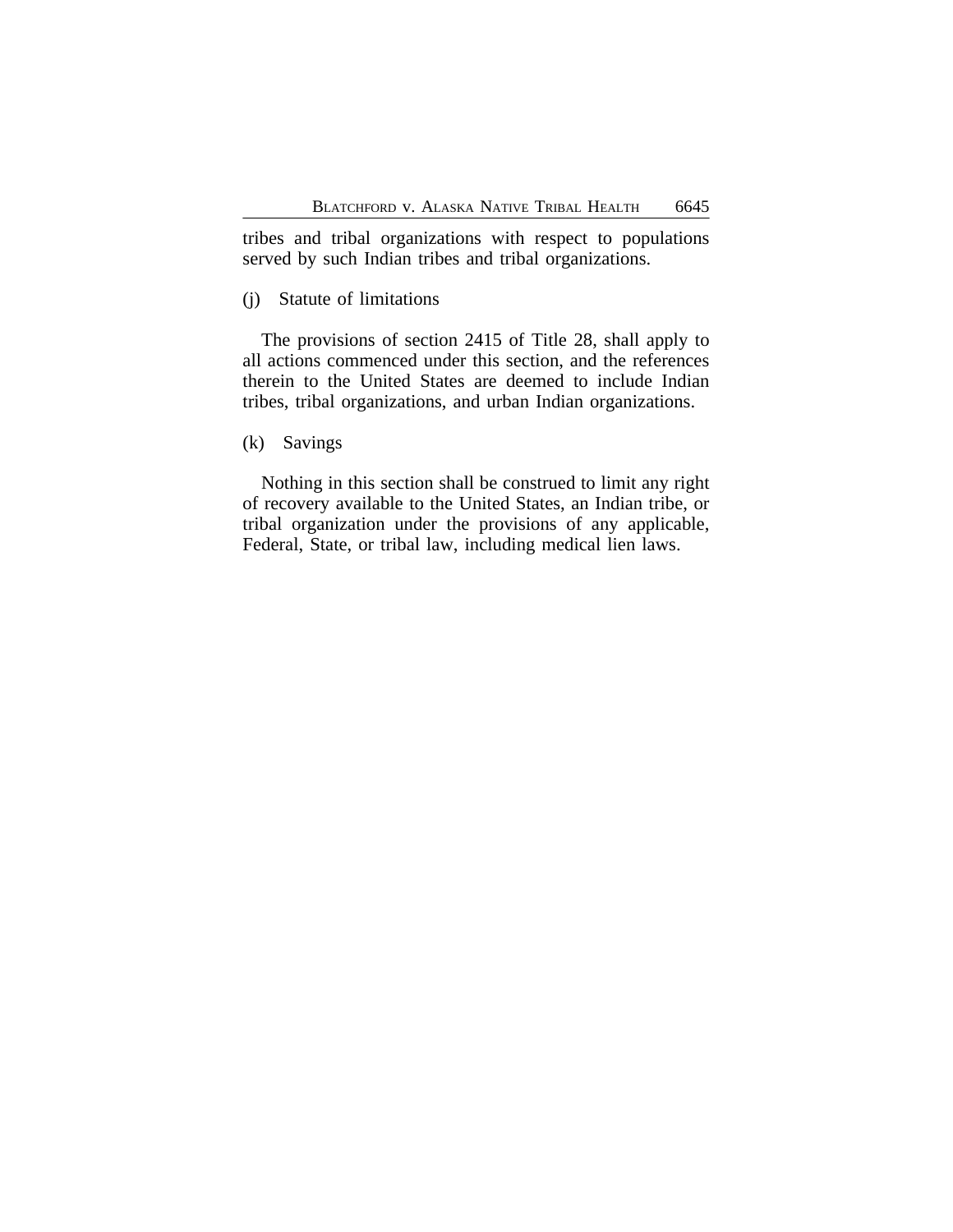tribes and tribal organizations with respect to populations served by such Indian tribes and tribal organizations.

(j) Statute of limitations

The provisions of section 2415 of Title 28, shall apply to all actions commenced under this section, and the references therein to the United States are deemed to include Indian tribes, tribal organizations, and urban Indian organizations.

(k) Savings

Nothing in this section shall be construed to limit any right of recovery available to the United States, an Indian tribe, or tribal organization under the provisions of any applicable, Federal, State, or tribal law, including medical lien laws.